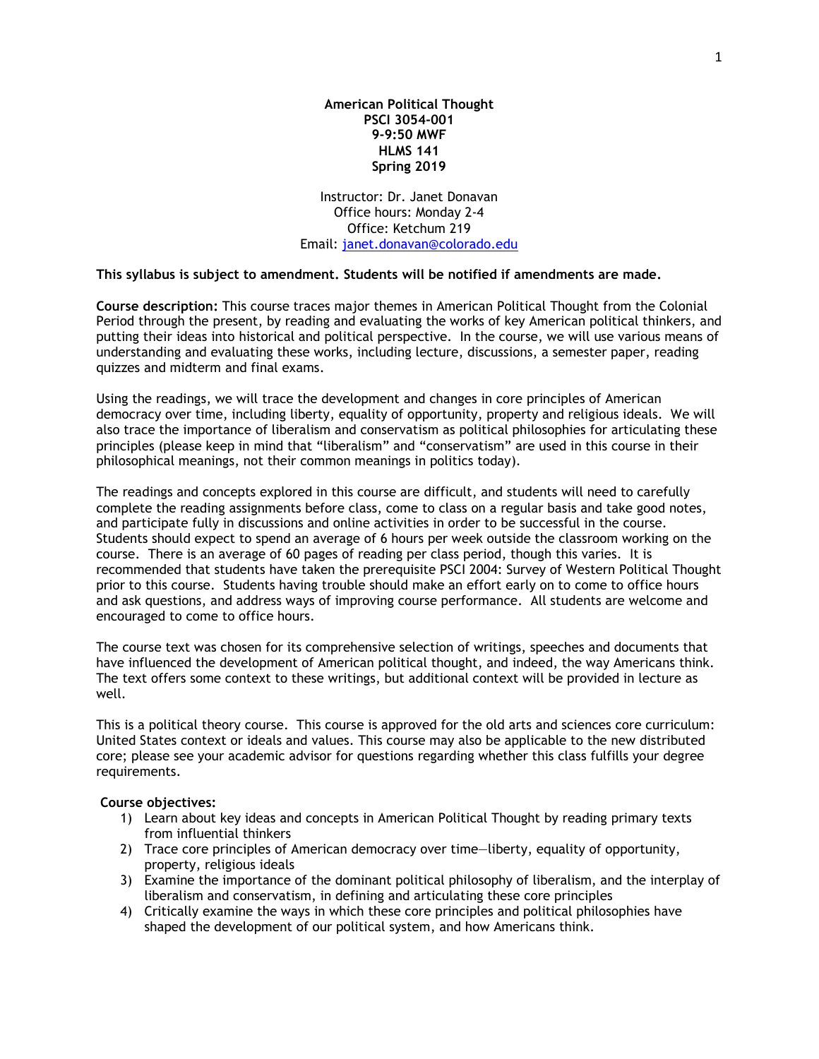**American Political Thought**
**PSCI 3054-001**
**9-9:50 MWF**
**HLMS 141**
**Spring 2019**

Instructor: Dr. Janet Donavan
Office hours: Monday 2-4
Office: Ketchum 219
Email: [janet.donavan@colorado.edu](mailto:janet.donavan@colorado.edu)

**This syllabus is subject to amendment. Students will be notified if amendments are made.**

**Course description:** This course traces major themes in American Political Thought from the Colonial Period through the present, by reading and evaluating the works of key American political thinkers, and putting their ideas into historical and political perspective. In the course, we will use various means of understanding and evaluating these works, including lecture, discussions, a semester paper, reading quizzes and midterm and final exams.

Using the readings, we will trace the development and changes in core principles of American democracy over time, including liberty, equality of opportunity, property and religious ideals. We will also trace the importance of liberalism and conservatism as political philosophies for articulating these principles (please keep in mind that "liberalism" and "conservatism" are used in this course in their philosophical meanings, not their common meanings in politics today).

The readings and concepts explored in this course are difficult, and students will need to carefully complete the reading assignments before class, come to class on a regular basis and take good notes, and participate fully in discussions and online activities in order to be successful in the course. Students should expect to spend an average of 6 hours per week outside the classroom working on the course. There is an average of 60 pages of reading per class period, though this varies. It is recommended that students have taken the prerequisite PSCI 2004: Survey of Western Political Thought prior to this course. Students having trouble should make an effort early on to come to office hours and ask questions, and address ways of improving course performance. All students are welcome and encouraged to come to office hours.

The course text was chosen for its comprehensive selection of writings, speeches and documents that have influenced the development of American political thought, and indeed, the way Americans think. The text offers some context to these writings, but additional context will be provided in lecture as well.

This is a political theory course. This course is approved for the old arts and sciences core curriculum: United States context or ideals and values. This course may also be applicable to the new distributed core; please see your academic advisor for questions regarding whether this class fulfills your degree requirements.

**Course objectives:**

1) Learn about key ideas and concepts in American Political Thought by reading primary texts from influential thinkers
2) Trace core principles of American democracy over time—liberty, equality of opportunity, property, religious ideals
3) Examine the importance of the dominant political philosophy of liberalism, and the interplay of liberalism and conservatism, in defining and articulating these core principles
4) Critically examine the ways in which these core principles and political philosophies have shaped the development of our political system, and how Americans think.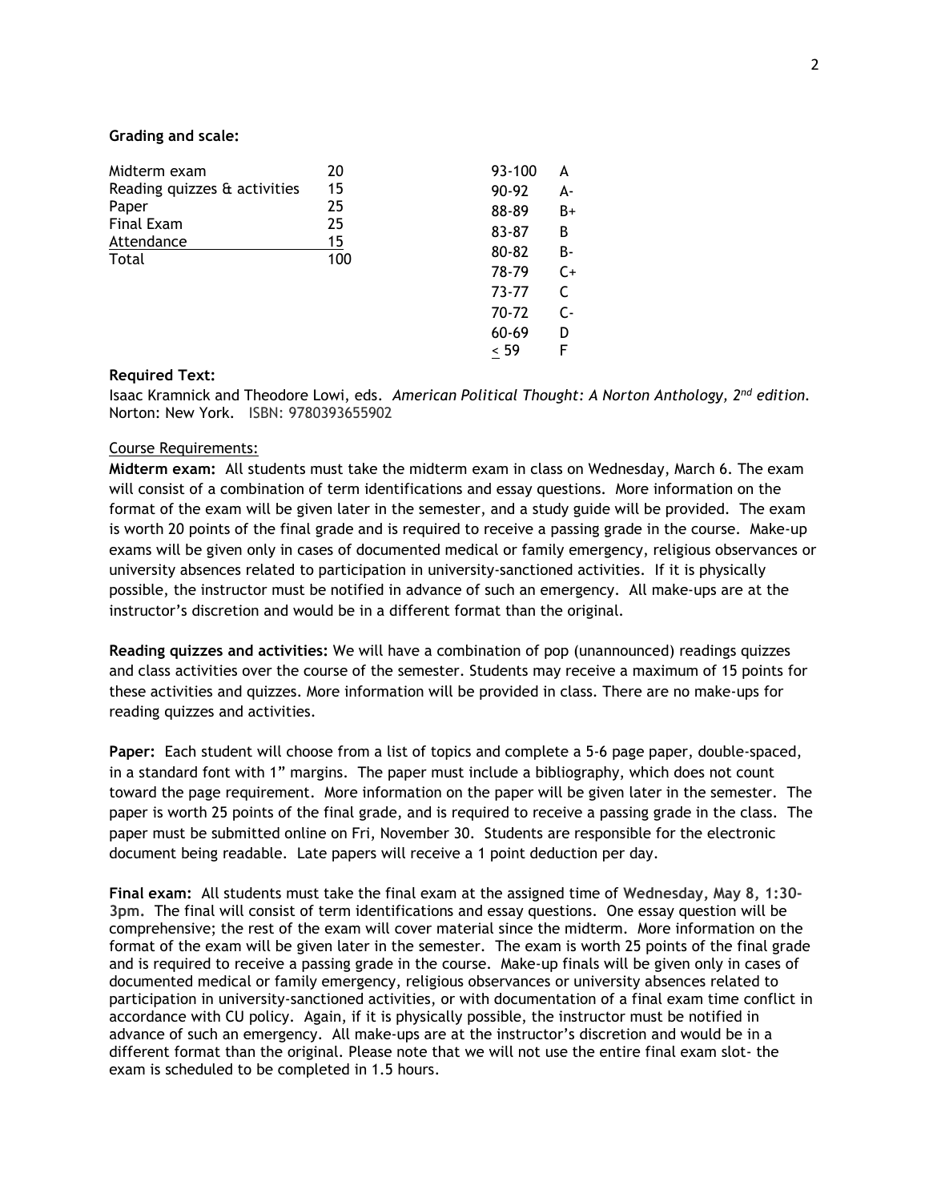**Grading and scale:**

| Component | Points |
|---|---|
| Midterm exam | 20 |
| Reading quizzes & activities | 15 |
| Paper | 25 |
| Final Exam | 25 |
| Attendance | 15 |
| Total | 100 |

| Range | Grade |
|---|---|
| 93-100 | A |
| 90-92 | A- |
| 88-89 | B+ |
| 83-87 | B |
| 80-82 | B- |
| 78-79 | C+ |
| 73-77 | C |
| 70-72 | C- |
| 60-69 | D |
| ≤ 59 | F |

**Required Text:**

Isaac Kramnick and Theodore Lowi, eds. *American Political Thought: A Norton Anthology, 2nd edition.* Norton: New York. ISBN: 9780393655902

Course Requirements:

**Midterm exam:** All students must take the midterm exam in class on Wednesday, March 6. The exam will consist of a combination of term identifications and essay questions. More information on the format of the exam will be given later in the semester, and a study guide will be provided. The exam is worth 20 points of the final grade and is required to receive a passing grade in the course. Make-up exams will be given only in cases of documented medical or family emergency, religious observances or university absences related to participation in university-sanctioned activities. If it is physically possible, the instructor must be notified in advance of such an emergency. All make-ups are at the instructor's discretion and would be in a different format than the original.

**Reading quizzes and activities:** We will have a combination of pop (unannounced) readings quizzes and class activities over the course of the semester. Students may receive a maximum of 15 points for these activities and quizzes. More information will be provided in class. There are no make-ups for reading quizzes and activities.

**Paper:** Each student will choose from a list of topics and complete a 5-6 page paper, double-spaced, in a standard font with 1" margins. The paper must include a bibliography, which does not count toward the page requirement. More information on the paper will be given later in the semester. The paper is worth 25 points of the final grade, and is required to receive a passing grade in the class. The paper must be submitted online on Fri, November 30. Students are responsible for the electronic document being readable. Late papers will receive a 1 point deduction per day.

**Final exam:** All students must take the final exam at the assigned time of **Wednesday, May 8, 1:30-3pm.** The final will consist of term identifications and essay questions. One essay question will be comprehensive; the rest of the exam will cover material since the midterm. More information on the format of the exam will be given later in the semester. The exam is worth 25 points of the final grade and is required to receive a passing grade in the course. Make-up finals will be given only in cases of documented medical or family emergency, religious observances or university absences related to participation in university-sanctioned activities, or with documentation of a final exam time conflict in accordance with CU policy. Again, if it is physically possible, the instructor must be notified in advance of such an emergency. All make-ups are at the instructor's discretion and would be in a different format than the original. Please note that we will not use the entire final exam slot- the exam is scheduled to be completed in 1.5 hours.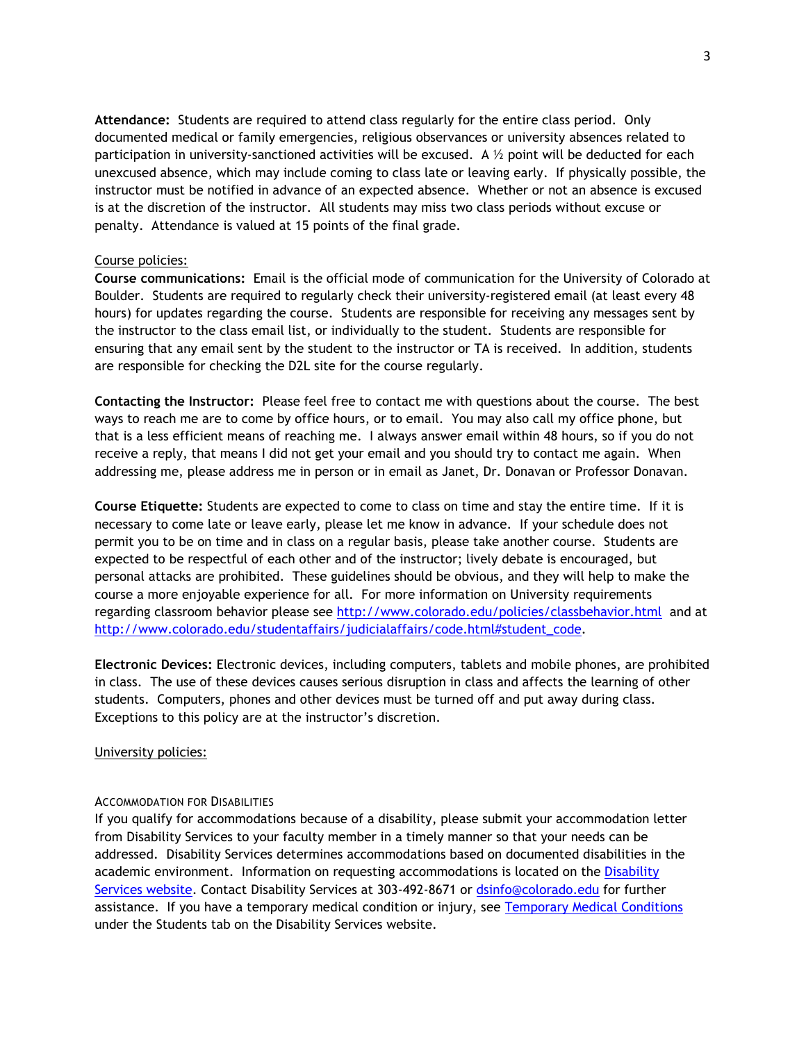**Attendance:** Students are required to attend class regularly for the entire class period. Only documented medical or family emergencies, religious observances or university absences related to participation in university-sanctioned activities will be excused. A ½ point will be deducted for each unexcused absence, which may include coming to class late or leaving early. If physically possible, the instructor must be notified in advance of an expected absence. Whether or not an absence is excused is at the discretion of the instructor. All students may miss two class periods without excuse or penalty. Attendance is valued at 15 points of the final grade.

<u>Course policies:</u>

**Course communications:** Email is the official mode of communication for the University of Colorado at Boulder. Students are required to regularly check their university-registered email (at least every 48 hours) for updates regarding the course. Students are responsible for receiving any messages sent by the instructor to the class email list, or individually to the student. Students are responsible for ensuring that any email sent by the student to the instructor or TA is received. In addition, students are responsible for checking the D2L site for the course regularly.

**Contacting the Instructor:** Please feel free to contact me with questions about the course. The best ways to reach me are to come by office hours, or to email. You may also call my office phone, but that is a less efficient means of reaching me. I always answer email within 48 hours, so if you do not receive a reply, that means I did not get your email and you should try to contact me again. When addressing me, please address me in person or in email as Janet, Dr. Donavan or Professor Donavan.

**Course Etiquette:** Students are expected to come to class on time and stay the entire time. If it is necessary to come late or leave early, please let me know in advance. If your schedule does not permit you to be on time and in class on a regular basis, please take another course. Students are expected to be respectful of each other and of the instructor; lively debate is encouraged, but personal attacks are prohibited. These guidelines should be obvious, and they will help to make the course a more enjoyable experience for all. For more information on University requirements regarding classroom behavior please see http://www.colorado.edu/policies/classbehavior.html and at http://www.colorado.edu/studentaffairs/judicialaffairs/code.html#student_code.

**Electronic Devices:** Electronic devices, including computers, tablets and mobile phones, are prohibited in class. The use of these devices causes serious disruption in class and affects the learning of other students. Computers, phones and other devices must be turned off and put away during class. Exceptions to this policy are at the instructor's discretion.

<u>University policies:</u>

### Accommodation for Disabilities

If you qualify for accommodations because of a disability, please submit your accommodation letter from Disability Services to your faculty member in a timely manner so that your needs can be addressed. Disability Services determines accommodations based on documented disabilities in the academic environment. Information on requesting accommodations is located on the Disability Services website. Contact Disability Services at 303-492-8671 or dsinfo@colorado.edu for further assistance. If you have a temporary medical condition or injury, see Temporary Medical Conditions under the Students tab on the Disability Services website.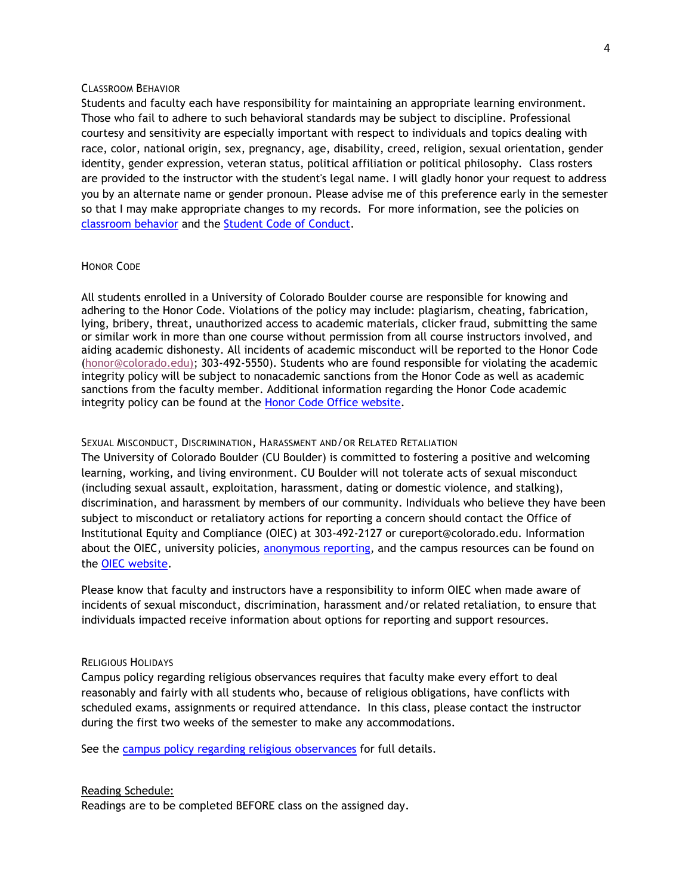### Classroom Behavior

Students and faculty each have responsibility for maintaining an appropriate learning environment. Those who fail to adhere to such behavioral standards may be subject to discipline. Professional courtesy and sensitivity are especially important with respect to individuals and topics dealing with race, color, national origin, sex, pregnancy, age, disability, creed, religion, sexual orientation, gender identity, gender expression, veteran status, political affiliation or political philosophy. Class rosters are provided to the instructor with the student's legal name. I will gladly honor your request to address you by an alternate name or gender pronoun. Please advise me of this preference early in the semester so that I may make appropriate changes to my records. For more information, see the policies on classroom behavior and the Student Code of Conduct.

### Honor Code

All students enrolled in a University of Colorado Boulder course are responsible for knowing and adhering to the Honor Code. Violations of the policy may include: plagiarism, cheating, fabrication, lying, bribery, threat, unauthorized access to academic materials, clicker fraud, submitting the same or similar work in more than one course without permission from all course instructors involved, and aiding academic dishonesty. All incidents of academic misconduct will be reported to the Honor Code (honor@colorado.edu); 303-492-5550). Students who are found responsible for violating the academic integrity policy will be subject to nonacademic sanctions from the Honor Code as well as academic sanctions from the faculty member. Additional information regarding the Honor Code academic integrity policy can be found at the Honor Code Office website.

### Sexual Misconduct, Discrimination, Harassment and/or Related Retaliation

The University of Colorado Boulder (CU Boulder) is committed to fostering a positive and welcoming learning, working, and living environment. CU Boulder will not tolerate acts of sexual misconduct (including sexual assault, exploitation, harassment, dating or domestic violence, and stalking), discrimination, and harassment by members of our community. Individuals who believe they have been subject to misconduct or retaliatory actions for reporting a concern should contact the Office of Institutional Equity and Compliance (OIEC) at 303-492-2127 or cureport@colorado.edu. Information about the OIEC, university policies, anonymous reporting, and the campus resources can be found on the OIEC website.

Please know that faculty and instructors have a responsibility to inform OIEC when made aware of incidents of sexual misconduct, discrimination, harassment and/or related retaliation, to ensure that individuals impacted receive information about options for reporting and support resources.

### Religious Holidays

Campus policy regarding religious observances requires that faculty make every effort to deal reasonably and fairly with all students who, because of religious obligations, have conflicts with scheduled exams, assignments or required attendance. In this class, please contact the instructor during the first two weeks of the semester to make any accommodations.

See the campus policy regarding religious observances for full details.

<u>Reading Schedule:</u>

Readings are to be completed BEFORE class on the assigned day.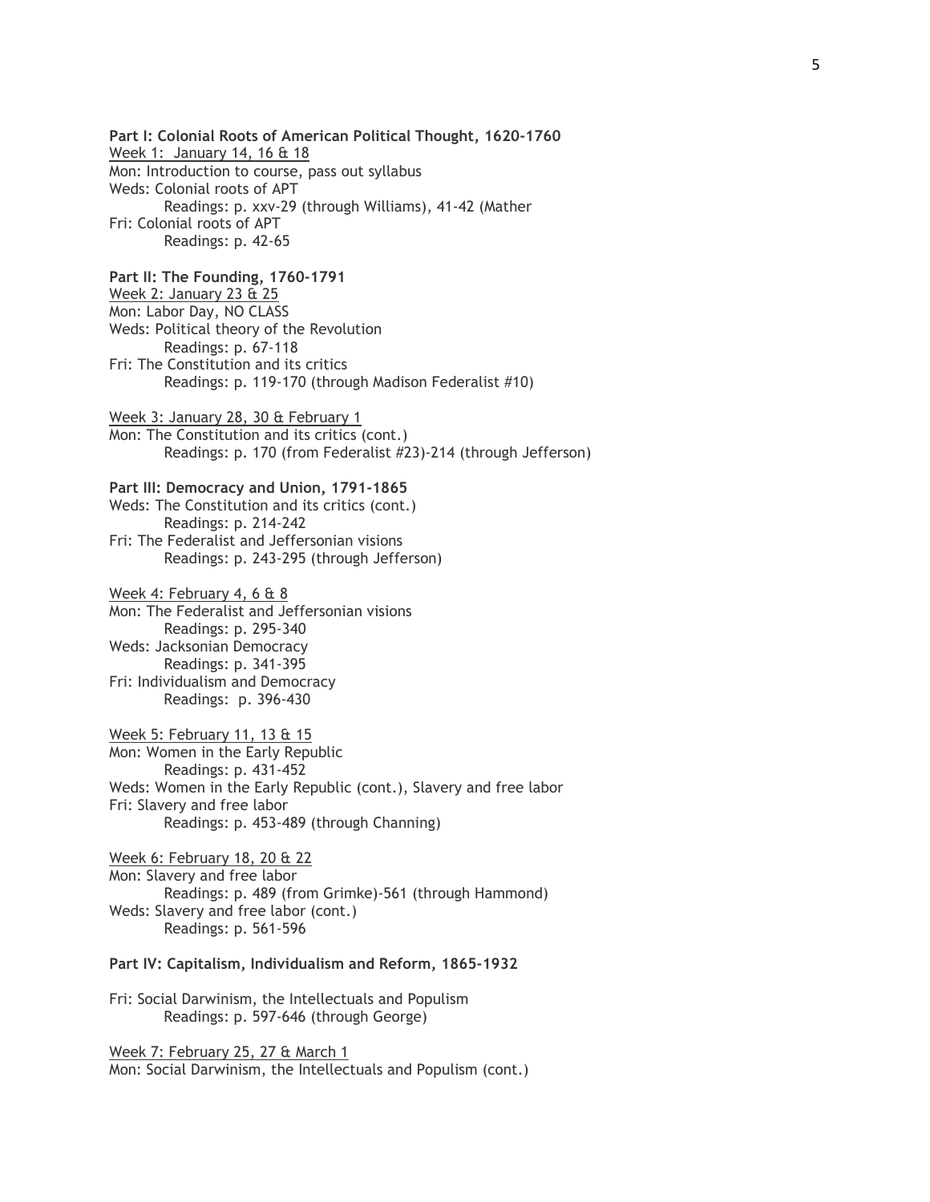**Part I: Colonial Roots of American Political Thought, 1620-1760**

Week 1: January 14, 16 & 18

Mon: Introduction to course, pass out syllabus

Weds: Colonial roots of APT

Readings: p. xxv-29 (through Williams), 41-42 (Mather

Fri: Colonial roots of APT

Readings: p. 42-65

**Part II: The Founding, 1760-1791**

Week 2: January 23 & 25

Mon: Labor Day, NO CLASS

Weds: Political theory of the Revolution

Readings: p. 67-118

Fri: The Constitution and its critics

Readings: p. 119-170 (through Madison Federalist #10)

Week 3: January 28, 30 & February 1

Mon: The Constitution and its critics (cont.)

Readings: p. 170 (from Federalist #23)-214 (through Jefferson)

**Part III: Democracy and Union, 1791-1865**

Weds: The Constitution and its critics (cont.)

Readings: p. 214-242

Fri: The Federalist and Jeffersonian visions

Readings: p. 243-295 (through Jefferson)

Week 4: February 4, 6 & 8

Mon: The Federalist and Jeffersonian visions

Readings: p. 295-340

Weds: Jacksonian Democracy

Readings: p. 341-395

Fri: Individualism and Democracy

Readings: p. 396-430

Week 5: February 11, 13 & 15

Mon: Women in the Early Republic

Readings: p. 431-452

Weds: Women in the Early Republic (cont.), Slavery and free labor

Fri: Slavery and free labor

Readings: p. 453-489 (through Channing)

Week 6: February 18, 20 & 22

Mon: Slavery and free labor

Readings: p. 489 (from Grimke)-561 (through Hammond)

Weds: Slavery and free labor (cont.)

Readings: p. 561-596

**Part IV: Capitalism, Individualism and Reform, 1865-1932**

Fri: Social Darwinism, the Intellectuals and Populism

Readings: p. 597-646 (through George)

Week 7: February 25, 27 & March 1

Mon: Social Darwinism, the Intellectuals and Populism (cont.)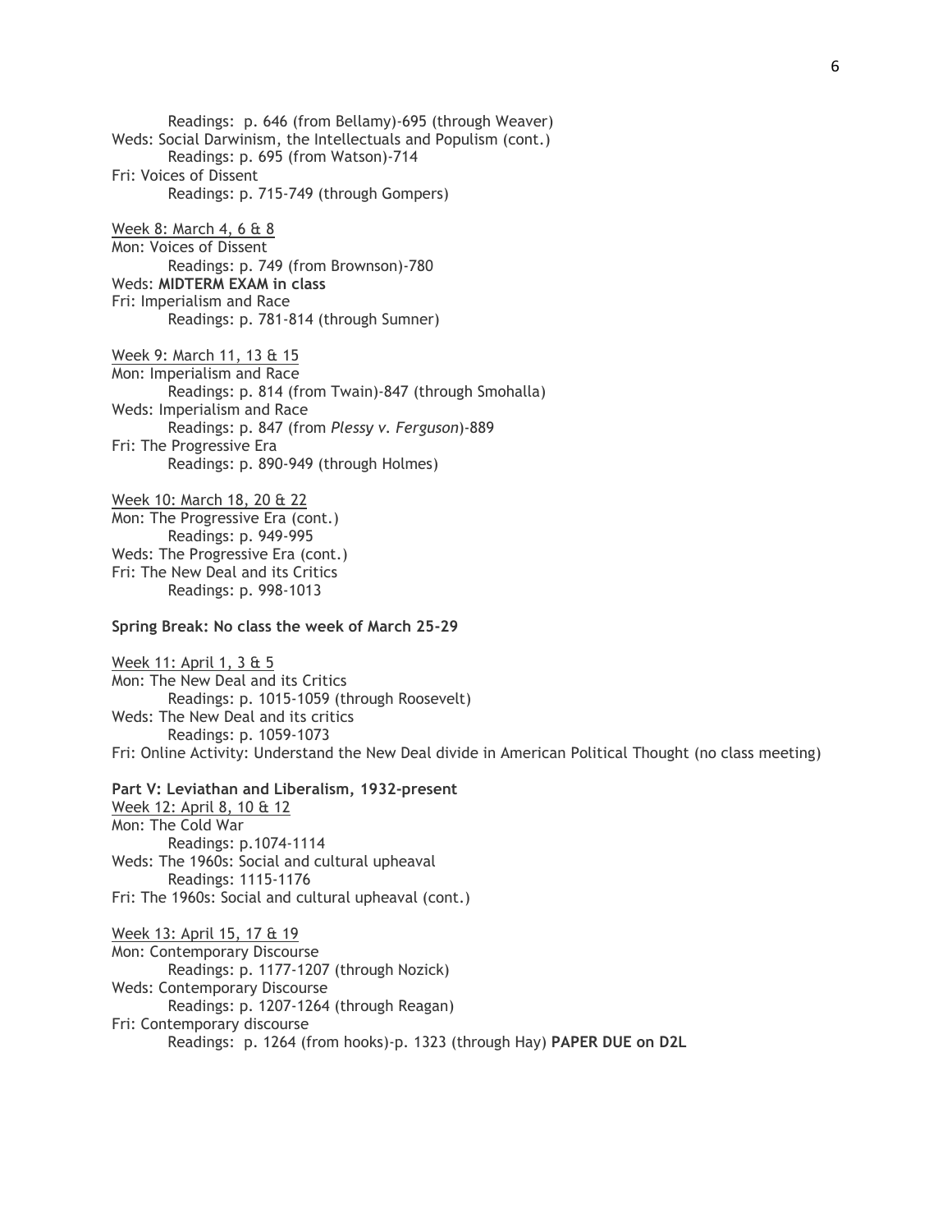Readings: p. 646 (from Bellamy)-695 (through Weaver)

Weds: Social Darwinism, the Intellectuals and Populism (cont.)

Readings: p. 695 (from Watson)-714

Fri: Voices of Dissent

Readings: p. 715-749 (through Gompers)

Week 8: March 4, 6 & 8

Mon: Voices of Dissent

Readings: p. 749 (from Brownson)-780

Weds: **MIDTERM EXAM in class**

Fri: Imperialism and Race

Readings: p. 781-814 (through Sumner)

Week 9: March 11, 13 & 15

Mon: Imperialism and Race

Readings: p. 814 (from Twain)-847 (through Smohalla)

Weds: Imperialism and Race

Readings: p. 847 (from *Plessy v. Ferguson*)-889

Fri: The Progressive Era

Readings: p. 890-949 (through Holmes)

Week 10: March 18, 20 & 22

Mon: The Progressive Era (cont.)

Readings: p. 949-995

Weds: The Progressive Era (cont.)

Fri: The New Deal and its Critics

Readings: p. 998-1013

**Spring Break: No class the week of March 25-29**

Week 11: April 1, 3 & 5

Mon: The New Deal and its Critics

Readings: p. 1015-1059 (through Roosevelt)

Weds: The New Deal and its critics

Readings: p. 1059-1073

Fri: Online Activity: Understand the New Deal divide in American Political Thought (no class meeting)

**Part V: Leviathan and Liberalism, 1932-present**

Week 12: April 8, 10 & 12

Mon: The Cold War

Readings: p.1074-1114

Weds: The 1960s: Social and cultural upheaval

Readings: 1115-1176

Fri: The 1960s: Social and cultural upheaval (cont.)

Week 13: April 15, 17 & 19

Mon: Contemporary Discourse

Readings: p. 1177-1207 (through Nozick)

Weds: Contemporary Discourse

Readings: p. 1207-1264 (through Reagan)

Fri: Contemporary discourse

Readings: p. 1264 (from hooks)-p. 1323 (through Hay) **PAPER DUE on D2L**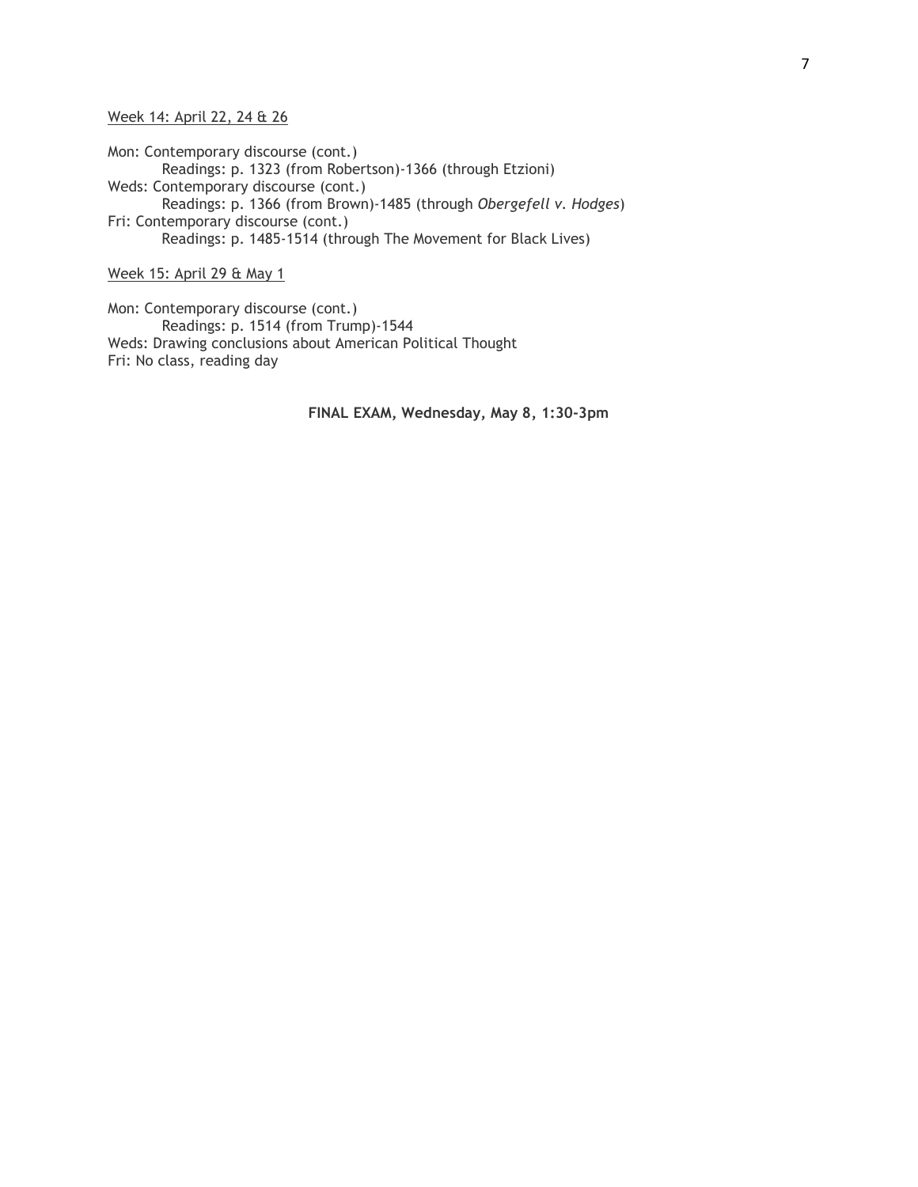Week 14: April 22, 24 & 26

Mon: Contemporary discourse (cont.)
    Readings: p. 1323 (from Robertson)-1366 (through Etzioni)
Weds: Contemporary discourse (cont.)
    Readings: p. 1366 (from Brown)-1485 (through *Obergefell v. Hodges*)
Fri: Contemporary discourse (cont.)
    Readings: p. 1485-1514 (through The Movement for Black Lives)

Week 15: April 29 & May 1

Mon: Contemporary discourse (cont.)
    Readings: p. 1514 (from Trump)-1544
Weds: Drawing conclusions about American Political Thought
Fri: No class, reading day

**FINAL EXAM, Wednesday, May 8, 1:30-3pm**